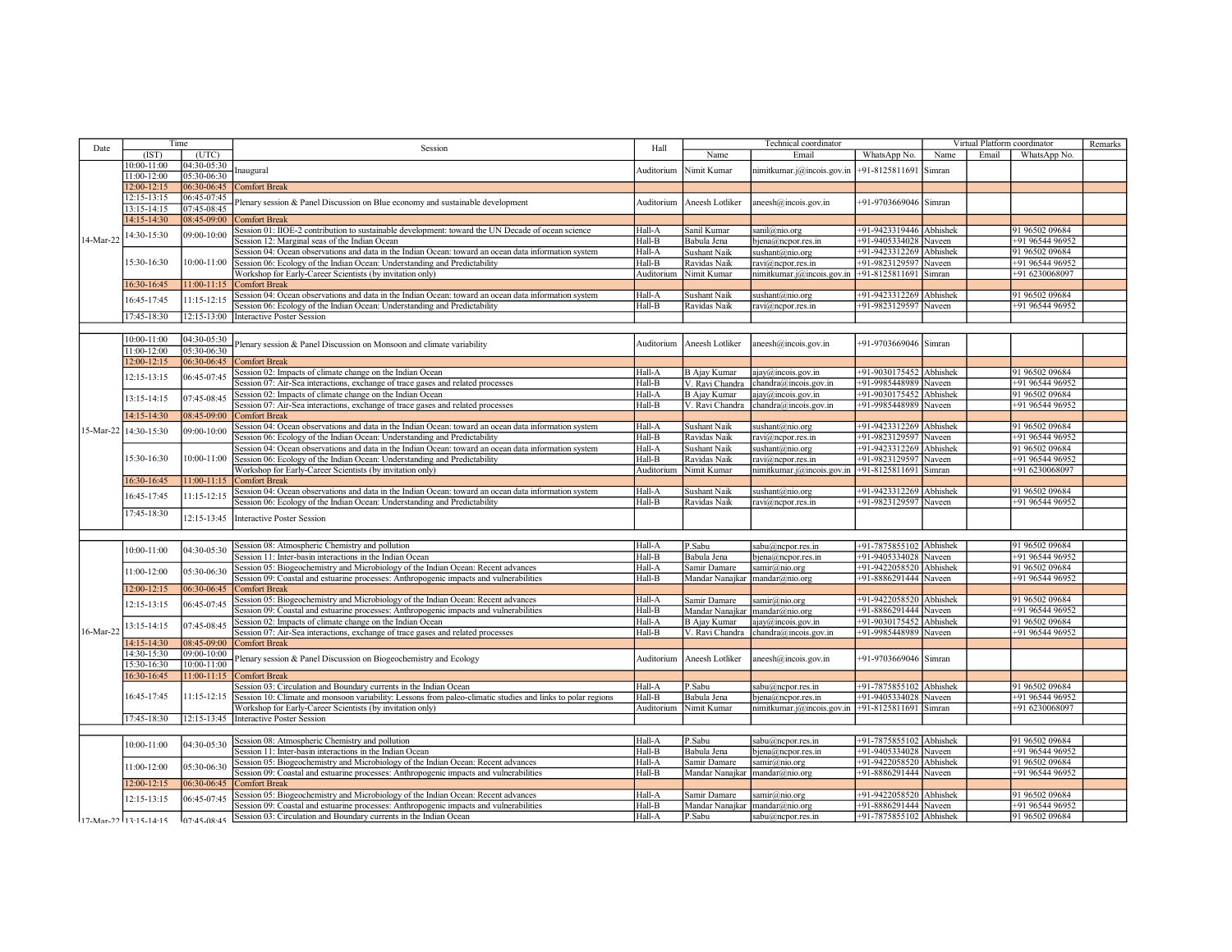| Date | Time | | Session | Hall | Technical coordinator | | | Virtual Platform coordinator | | | Remarks |
|---|---|---|---|---|---|---|---|---|---|---|---|
| | (IST) | (UTC) | | | Name | Email | WhatsApp No. | Name | Email | WhatsApp No. | |
| 14-Mar-22 | 10:00-11:00 | 04:30-05:30 | Inaugural | Auditorium | Nimit Kumar | nimitkumar.j@incois.gov.in | +91-8125811691 | Simran | | | |
| | 11:00-12:00 | 05:30-06:30 | | | | | | | | | |
| | 12:00-12:15 | 06:30-06:45 | Comfort Break | | | | | | | | |
| | 12:15-13:15 | 06:45-07:45 | Plenary session & Panel Discussion on Blue economy and sustainable development | Auditorium | Aneesh Lotliker | aneesh@incois.gov.in | +91-9703669046 | Simran | | | |
| | 13:15-14:15 | 07:45-08:45 | | | | | | | | | |
| | 14:15-14:30 | 08:45-09:00 | Comfort Break | | | | | | | | |
| | 14:30-15:30 | 09:00-10:00 | Session 01: IIOE-2 contribution to sustainable development: toward the UN Decade of ocean science | Hall-A | Sanil Kumar | sanil@nio.org | +91-9423319446 | Abhishek | | 91 96502 09684 | |
| | | | Session 12: Marginal seas of the Indian Ocean | Hall-B | Babula Jena | bjena@ncpor.res.in | +91-9405334028 | Naveen | | +91 96544 96952 | |
| | 15:30-16:30 | 10:00-11:00 | Session 04: Ocean observations and data in the Indian Ocean: toward an ocean data information system | Hall-A | Sushant Naik | sushant@nio.org | +91-9423312269 | Abhishek | | 91 96502 09684 | |
| | | | Session 06: Ecology of the Indian Ocean: Understanding and Predictability | Hall-B | Ravidas Naik | ravi@ncpor.res.in | +91-9823129597 | Naveen | | +91 96544 96952 | |
| | | | Workshop for Early-Career Scientists (by invitation only) | Auditorium | Nimit Kumar | nimitkumar.j@incois.gov.in | +91-8125811691 | Simran | | +91 6230068097 | |
| | 16:30-16:45 | 11:00-11:15 | Comfort Break | | | | | | | | |
| | 16:45-17:45 | 11:15-12:15 | Session 04: Ocean observations and data in the Indian Ocean: toward an ocean data information system | Hall-A | Sushant Naik | sushant@nio.org | +91-9423312269 | Abhishek | | 91 96502 09684 | |
| | | | Session 06: Ecology of the Indian Ocean: Understanding and Predictability | Hall-B | Ravidas Naik | ravi@ncpor.res.in | +91-9823129597 | Naveen | | +91 96544 96952 | |
| | 17:45-18:30 | 12:15-13:00 | Interactive Poster Session | | | | | | | | |
| | | | | | | | | | | | |
| 15-Mar-22 | 10:00-11:00 | 04:30-05:30 | Plenary session & Panel Discussion on Monsoon and climate variability | Auditorium | Aneesh Lotliker | aneesh@incois.gov.in | +91-9703669046 | Simran | | | |
| | 11:00-12:00 | 05:30-06:30 | | | | | | | | | |
| | 12:00-12:15 | 06:30-06:45 | Comfort Break | | | | | | | | |
| | 12:15-13:15 | 06:45-07:45 | Session 02: Impacts of climate change on the Indian Ocean | Hall-A | B Ajay Kumar | ajay@incois.gov.in | +91-9030175452 | Abhishek | | 91 96502 09684 | |
| | | | Session 07: Air-Sea interactions, exchange of trace gases and related processes | Hall-B | V. Ravi Chandra | chandra@incois.gov.in | +91-9985448989 | Naveen | | +91 96544 96952 | |
| | 13:15-14:15 | 07:45-08:45 | Session 02: Impacts of climate change on the Indian Ocean | Hall-A | B Ajay Kumar | ajay@incois.gov.in | +91-9030175452 | Abhishek | | 91 96502 09684 | |
| | | | Session 07: Air-Sea interactions, exchange of trace gases and related processes | Hall-B | V. Ravi Chandra | chandra@incois.gov.in | +91-9985448989 | Naveen | | +91 96544 96952 | |
| | 14:15-14:30 | 08:45-09:00 | Comfort Break | | | | | | | | |
| | 14:30-15:30 | 09:00-10:00 | Session 04: Ocean observations and data in the Indian Ocean: toward an ocean data information system | Hall-A | Sushant Naik | sushant@nio.org | +91-9423312269 | Abhishek | | 91 96502 09684 | |
| | | | Session 06: Ecology of the Indian Ocean: Understanding and Predictability | Hall-B | Ravidas Naik | ravi@ncpor.res.in | +91-9823129597 | Naveen | | +91 96544 96952 | |
| | 15:30-16:30 | 10:00-11:00 | Session 04: Ocean observations and data in the Indian Ocean: toward an ocean data information system | Hall-A | Sushant Naik | sushant@nio.org | +91-9423312269 | Abhishek | | 91 96502 09684 | |
| | | | Session 06: Ecology of the Indian Ocean: Understanding and Predictability | Hall-B | Ravidas Naik | ravi@ncpor.res.in | +91-9823129597 | Naveen | | +91 96544 96952 | |
| | | | Workshop for Early-Career Scientists (by invitation only) | Auditorium | Nimit Kumar | nimitkumar.j@incois.gov.in | +91-8125811691 | Simran | | +91 6230068097 | |
| | 16:30-16:45 | 11:00-11:15 | Comfort Break | | | | | | | | |
| | 16:45-17:45 | 11:15-12:15 | Session 04: Ocean observations and data in the Indian Ocean: toward an ocean data information system | Hall-A | Sushant Naik | sushant@nio.org | +91-9423312269 | Abhishek | | 91 96502 09684 | |
| | | | Session 06: Ecology of the Indian Ocean: Understanding and Predictability | Hall-B | Ravidas Naik | ravi@ncpor.res.in | +91-9823129597 | Naveen | | +91 96544 96952 | |
| | 17:45-18:30 | 12:15-13:45 | Interactive Poster Session | | | | | | | | |
| | | | | | | | | | | | |
| 16-Mar-22 | 10:00-11:00 | 04:30-05:30 | Session 08: Atmospheric Chemistry and pollution | Hall-A | P.Sabu | sabu@ncpor.res.in | +91-7875855102 | Abhishek | | 91 96502 09684 | |
| | | | Session 11: Inter-basin interactions in the Indian Ocean | Hall-B | Babula Jena | bjena@ncpor.res.in | +91-9405334028 | Naveen | | +91 96544 96952 | |
| | 11:00-12:00 | 05:30-06:30 | Session 05: Biogeochemistry and Microbiology of the Indian Ocean: Recent advances | Hall-A | Samir Damare | samir@nio.org | +91-9422058520 | Abhishek | | 91 96502 09684 | |
| | | | Session 09: Coastal and estuarine processes: Anthropogenic impacts and vulnerabilities | Hall-B | Mandar Nanajkar | mandar@nio.org | +91-8886291444 | Naveen | | +91 96544 96952 | |
| | 12:00-12:15 | 06:30-06:45 | Comfort Break | | | | | | | | |
| | 12:15-13:15 | 06:45-07:45 | Session 05: Biogeochemistry and Microbiology of the Indian Ocean: Recent advances | Hall-A | Samir Damare | samir@nio.org | +91-9422058520 | Abhishek | | 91 96502 09684 | |
| | | | Session 09: Coastal and estuarine processes: Anthropogenic impacts and vulnerabilities | Hall-B | Mandar Nanajkar | mandar@nio.org | +91-8886291444 | Naveen | | +91 96544 96952 | |
| | 13:15-14:15 | 07:45-08:45 | Session 02: Impacts of climate change on the Indian Ocean | Hall-A | B Ajay Kumar | ajay@incois.gov.in | +91-9030175452 | Abhishek | | 91 96502 09684 | |
| | | | Session 07: Air-Sea interactions, exchange of trace gases and related processes | Hall-B | V. Ravi Chandra | chandra@incois.gov.in | +91-9985448989 | Naveen | | +91 96544 96952 | |
| | 14:15-14:30 | 08:45-09:00 | Comfort Break | | | | | | | | |
| | 14:30-15:30 | 09:00-10:00 | Plenary session & Panel Discussion on Biogeochemistry and Ecology | Auditorium | Aneesh Lotliker | aneesh@incois.gov.in | +91-9703669046 | Simran | | | |
| | 15:30-16:30 | 10:00-11:00 | | | | | | | | | |
| | 16:30-16:45 | 11:00-11:15 | Comfort Break | | | | | | | | |
| | 16:45-17:45 | 11:15-12:15 | Session 03: Circulation and Boundary currents in the Indian Ocean | Hall-A | P.Sabu | sabu@ncpor.res.in | +91-7875855102 | Abhishek | | 91 96502 09684 | |
| | | | Session 10: Climate and monsoon variability: Lessons from paleo-climatic studies and links to polar regions | Hall-B | Babula Jena | bjena@ncpor.res.in | +91-9405334028 | Naveen | | +91 96544 96952 | |
| | | | Workshop for Early-Career Scientists (by invitation only) | Auditorium | Nimit Kumar | nimitkumar.j@incois.gov.in | +91-8125811691 | Simran | | +91 6230068097 | |
| | 17:45-18:30 | 12:15-13:45 | Interactive Poster Session | | | | | | | | |
| | | | | | | | | | | | |
| 17-Mar-22 | 10:00-11:00 | 04:30-05:30 | Session 08: Atmospheric Chemistry and pollution | Hall-A | P.Sabu | sabu@ncpor.res.in | +91-7875855102 | Abhishek | | 91 96502 09684 | |
| | | | Session 11: Inter-basin interactions in the Indian Ocean | Hall-B | Babula Jena | bjena@ncpor.res.in | +91-9405334028 | Naveen | | +91 96544 96952 | |
| | 11:00-12:00 | 05:30-06:30 | Session 05: Biogeochemistry and Microbiology of the Indian Ocean: Recent advances | Hall-A | Samir Damare | samir@nio.org | +91-9422058520 | Abhishek | | 91 96502 09684 | |
| | | | Session 09: Coastal and estuarine processes: Anthropogenic impacts and vulnerabilities | Hall-B | Mandar Nanajkar | mandar@nio.org | +91-8886291444 | Naveen | | +91 96544 96952 | |
| | 12:00-12:15 | 06:30-06:45 | Comfort Break | | | | | | | | |
| | 12:15-13:15 | 06:45-07:45 | Session 05: Biogeochemistry and Microbiology of the Indian Ocean: Recent advances | Hall-A | Samir Damare | samir@nio.org | +91-9422058520 | Abhishek | | 91 96502 09684 | |
| | | | Session 09: Coastal and estuarine processes: Anthropogenic impacts and vulnerabilities | Hall-B | Mandar Nanajkar | mandar@nio.org | +91-8886291444 | Naveen | | +91 96544 96952 | |
| | 13:15-14:15 | 07:45-08:45 | Session 03: Circulation and Boundary currents in the Indian Ocean | Hall-A | P.Sabu | sabu@ncpor.res.in | +91-7875855102 | Abhishek | | 91 96502 09684 | |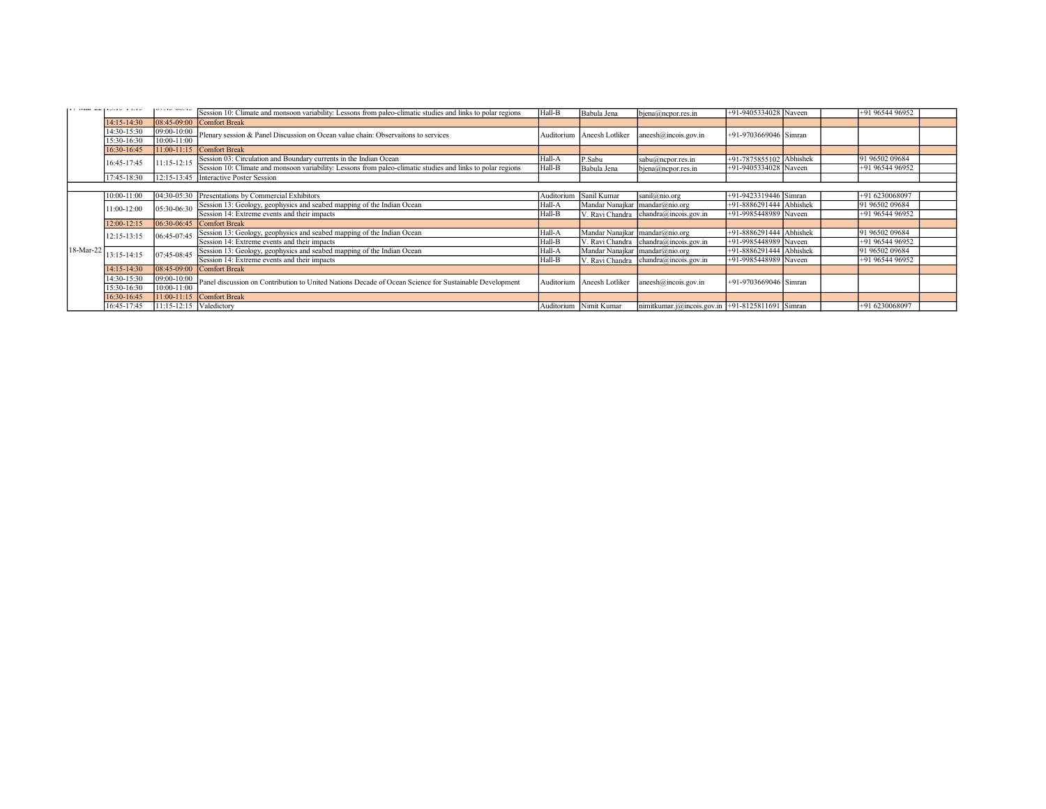| | | | | | | | | | | | | |
|---|---|---|---|---|---|---|---|---|---|---|---|---|
| 17-Mar-22 | 13:15-14:15 | 07:45-08:45 | Session 10: Climate and monsoon variability: Lessons from paleo-climatic studies and links to polar regions | Hall-B | Babula Jena | bjena@ncpor.res.in | +91-9405334028 | Naveen | | +91 96544 96952 | |
| | 14:15-14:30 | 08:45-09:00 | Comfort Break | | | | | | | | |
| | 14:30-15:30 | 09:00-10:00 | Plenary session & Panel Discussion on Ocean value chain: Observaitons to services | Auditorium | Aneesh Lotliker | aneesh@incois.gov.in | +91-9703669046 | Simran | | | |
| | 15:30-16:30 | 10:00-11:00 | | | | | | | | | |
| | 16:30-16:45 | 11:00-11:15 | Comfort Break | | | | | | | | |
| | 16:45-17:45 | 11:15-12:15 | Session 03: Circulation and Boundary currents in the Indian Ocean | Hall-A | P.Sabu | sabu@ncpor.res.in | +91-7875855102 | Abhishek | | 91 96502 09684 | |
| | | | Session 10: Climate and monsoon variability: Lessons from paleo-climatic studies and links to polar regions | Hall-B | Babula Jena | bjena@ncpor.res.in | +91-9405334028 | Naveen | | +91 96544 96952 | |
| | 17:45-18:30 | 12:15-13:45 | Interactive Poster Session | | | | | | | | |
| | | | | | | | | | | | |
| 18-Mar-22 | 10:00-11:00 | 04:30-05:30 | Presentations by Commercial Exhibitors | Auditorium | Sanil Kumar | sanil@nio.org | +91-9423319446 | Simran | | +91 6230068097 | |
| | 11:00-12:00 | 05:30-06:30 | Session 13: Geology, geophysics and seabed mapping of the Indian Ocean | Hall-A | Mandar Nanajkar | mandar@nio.org | +91-8886291444 | Abhishek | | 91 96502 09684 | |
| | | | Session 14: Extreme events and their impacts | Hall-B | V. Ravi Chandra | chandra@incois.gov.in | +91-9985448989 | Naveen | | +91 96544 96952 | |
| | 12:00-12:15 | 06:30-06:45 | Comfort Break | | | | | | | | |
| | 12:15-13:15 | 06:45-07:45 | Session 13: Geology, geophysics and seabed mapping of the Indian Ocean | Hall-A | Mandar Nanajkar | mandar@nio.org | +91-8886291444 | Abhishek | | 91 96502 09684 | |
| | | | Session 14: Extreme events and their impacts | Hall-B | V. Ravi Chandra | chandra@incois.gov.in | +91-9985448989 | Naveen | | +91 96544 96952 | |
| | 13:15-14:15 | 07:45-08:45 | Session 13: Geology, geophysics and seabed mapping of the Indian Ocean | Hall-A | Mandar Nanajkar | mandar@nio.org | +91-8886291444 | Abhishek | | 91 96502 09684 | |
| | | | Session 14: Extreme events and their impacts | Hall-B | V. Ravi Chandra | chandra@incois.gov.in | +91-9985448989 | Naveen | | +91 96544 96952 | |
| | 14:15-14:30 | 08:45-09:00 | Comfort Break | | | | | | | | |
| | 14:30-15:30 | 09:00-10:00 | Panel discussion on Contribution to United Nations Decade of Ocean Science for Sustainable Development | Auditorium | Aneesh Lotliker | aneesh@incois.gov.in | +91-9703669046 | Simran | | | |
| | 15:30-16:30 | 10:00-11:00 | | | | | | | | | |
| | 16:30-16:45 | 11:00-11:15 | Comfort Break | | | | | | | | |
| | 16:45-17:45 | 11:15-12:15 | Valedictory | Auditorium | Nimit Kumar | nimitkumar.j@incois.gov.in | +91-8125811691 | Simran | | +91 6230068097 | |